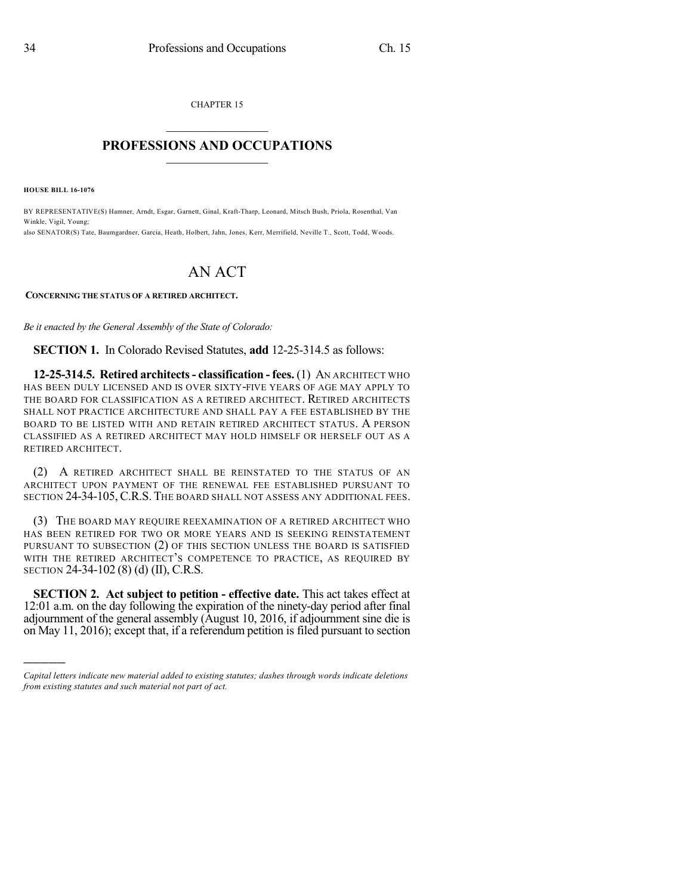CHAPTER 15

# PROFESSIONS AND OCCUPATIONS

**HOUSE BILL 16-1076**

BY REPRESENTATIVE(S) Hamner, Arndt, Esgar, Garnett, Ginal, Kraft-Tharp, Leonard, Mitsch Bush, Priola, Rosenthal, Van Winkle, Vigil, Young;
also SENATOR(S) Tate, Baumgardner, Garcia, Heath, Holbert, Jahn, Jones, Kerr, Merrifield, Neville T., Scott, Todd, Woods.

# AN ACT

**CONCERNING THE STATUS OF A RETIRED ARCHITECT.**

*Be it enacted by the General Assembly of the State of Colorado:*

**SECTION 1.** In Colorado Revised Statutes, **add** 12-25-314.5 as follows:

**12-25-314.5. Retired architects - classification - fees.** (1) AN ARCHITECT WHO HAS BEEN DULY LICENSED AND IS OVER SIXTY-FIVE YEARS OF AGE MAY APPLY TO THE BOARD FOR CLASSIFICATION AS A RETIRED ARCHITECT. RETIRED ARCHITECTS SHALL NOT PRACTICE ARCHITECTURE AND SHALL PAY A FEE ESTABLISHED BY THE BOARD TO BE LISTED WITH AND RETAIN RETIRED ARCHITECT STATUS. A PERSON CLASSIFIED AS A RETIRED ARCHITECT MAY HOLD HIMSELF OR HERSELF OUT AS A RETIRED ARCHITECT.

(2) A RETIRED ARCHITECT SHALL BE REINSTATED TO THE STATUS OF AN ARCHITECT UPON PAYMENT OF THE RENEWAL FEE ESTABLISHED PURSUANT TO SECTION 24-34-105, C.R.S. THE BOARD SHALL NOT ASSESS ANY ADDITIONAL FEES.

(3) THE BOARD MAY REQUIRE REEXAMINATION OF A RETIRED ARCHITECT WHO HAS BEEN RETIRED FOR TWO OR MORE YEARS AND IS SEEKING REINSTATEMENT PURSUANT TO SUBSECTION (2) OF THIS SECTION UNLESS THE BOARD IS SATISFIED WITH THE RETIRED ARCHITECT'S COMPETENCE TO PRACTICE, AS REQUIRED BY SECTION 24-34-102 (8) (d) (II), C.R.S.

**SECTION 2. Act subject to petition - effective date.** This act takes effect at 12:01 a.m. on the day following the expiration of the ninety-day period after final adjournment of the general assembly (August 10, 2016, if adjournment sine die is on May 11, 2016); except that, if a referendum petition is filed pursuant to section

*Capital letters indicate new material added to existing statutes; dashes through words indicate deletions from existing statutes and such material not part of act.*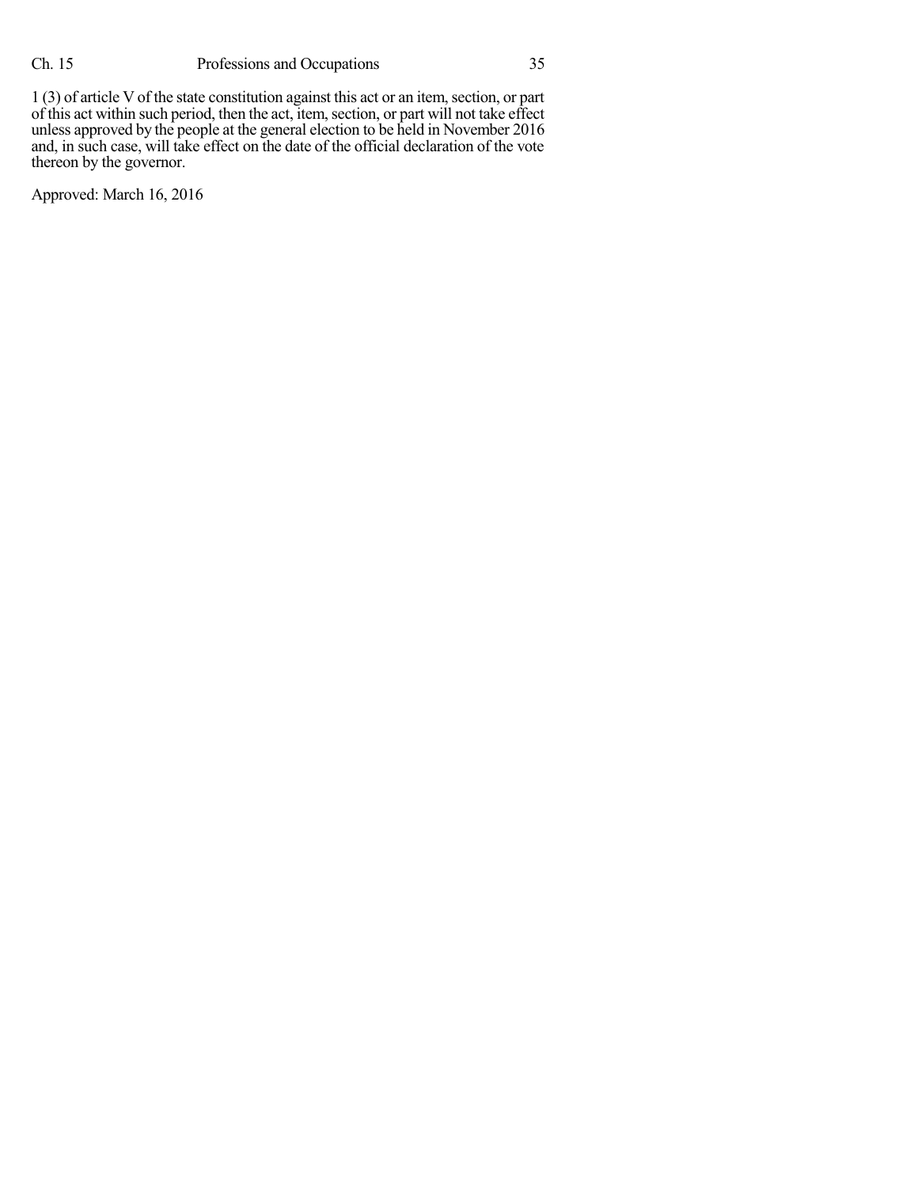1 (3) of article V of the state constitution against this act or an item, section, or part of this act within such period, then the act, item, section, or part will not take effect unless approved by the people at the general election to be held in November 2016 and, in such case, will take effect on the date of the official declaration of the vote thereon by the governor.

Approved: March 16, 2016